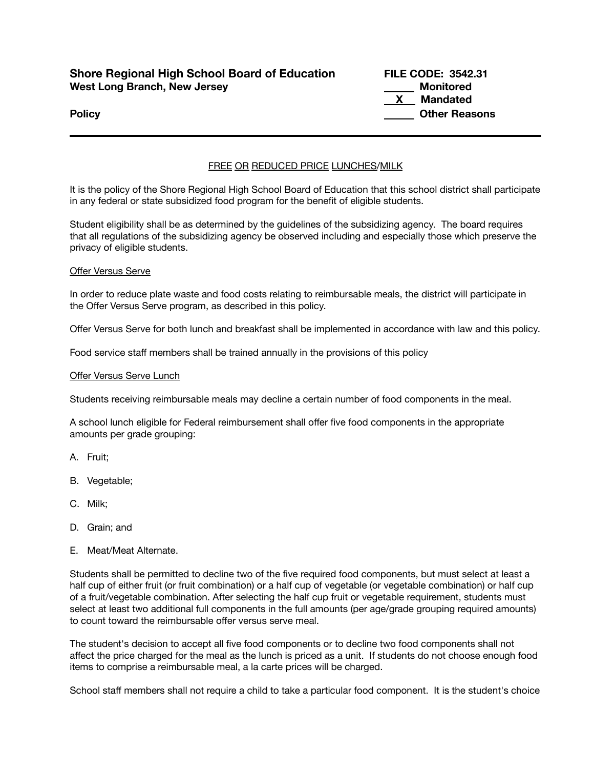**Shore Regional High School Board of Education**
**West Long Branch, New Jersey**

**FILE CODE: 3542.31**
_____ **Monitored**
__X__ **Mandated**
_____ **Other Reasons**

**Policy**

---

FREE OR REDUCED PRICE LUNCHES/MILK

It is the policy of the Shore Regional High School Board of Education that this school district shall participate in any federal or state subsidized food program for the benefit of eligible students.

Student eligibility shall be as determined by the guidelines of the subsidizing agency. The board requires that all regulations of the subsidizing agency be observed including and especially those which preserve the privacy of eligible students.

Offer Versus Serve

In order to reduce plate waste and food costs relating to reimbursable meals, the district will participate in the Offer Versus Serve program, as described in this policy.

Offer Versus Serve for both lunch and breakfast shall be implemented in accordance with law and this policy.

Food service staff members shall be trained annually in the provisions of this policy

Offer Versus Serve Lunch

Students receiving reimbursable meals may decline a certain number of food components in the meal.

A school lunch eligible for Federal reimbursement shall offer five food components in the appropriate amounts per grade grouping:

A. Fruit;

B. Vegetable;

C. Milk;

D. Grain; and

E. Meat/Meat Alternate.

Students shall be permitted to decline two of the five required food components, but must select at least a half cup of either fruit (or fruit combination) or a half cup of vegetable (or vegetable combination) or half cup of a fruit/vegetable combination. After selecting the half cup fruit or vegetable requirement, students must select at least two additional full components in the full amounts (per age/grade grouping required amounts) to count toward the reimbursable offer versus serve meal.

The student's decision to accept all five food components or to decline two food components shall not affect the price charged for the meal as the lunch is priced as a unit. If students do not choose enough food items to comprise a reimbursable meal, a la carte prices will be charged.

School staff members shall not require a child to take a particular food component. It is the student's choice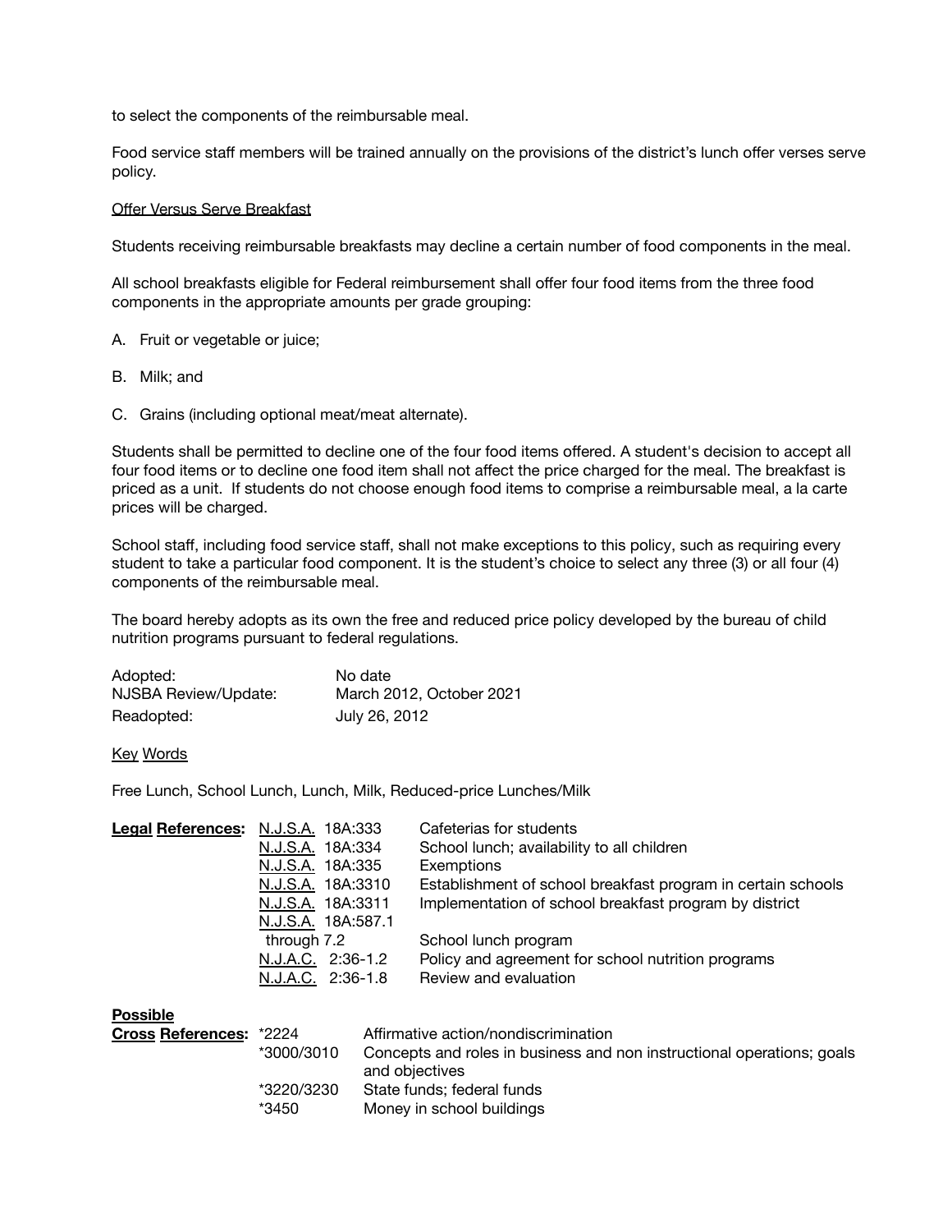to select the components of the reimbursable meal.

Food service staff members will be trained annually on the provisions of the district's lunch offer verses serve policy.

Offer Versus Serve Breakfast

Students receiving reimbursable breakfasts may decline a certain number of food components in the meal.

All school breakfasts eligible for Federal reimbursement shall offer four food items from the three food components in the appropriate amounts per grade grouping:

A. Fruit or vegetable or juice;

B. Milk; and

C. Grains (including optional meat/meat alternate).

Students shall be permitted to decline one of the four food items offered. A student's decision to accept all four food items or to decline one food item shall not affect the price charged for the meal. The breakfast is priced as a unit. If students do not choose enough food items to comprise a reimbursable meal, a la carte prices will be charged.

School staff, including food service staff, shall not make exceptions to this policy, such as requiring every student to take a particular food component. It is the student's choice to select any three (3) or all four (4) components of the reimbursable meal.

The board hereby adopts as its own the free and reduced price policy developed by the bureau of child nutrition programs pursuant to federal regulations.

| | |
|---|---|
| Adopted: | No date |
| NJSBA Review/Update: | March 2012, October 2021 |
| Readopted: | July 26, 2012 |

Key Words

Free Lunch, School Lunch, Lunch, Milk, Reduced-price Lunches/Milk

| **Legal References:** | | |
|---|---|---|
| | N.J.S.A. 18A:333 | Cafeterias for students |
| | N.J.S.A. 18A:334 | School lunch; availability to all children |
| | N.J.S.A. 18A:335 | Exemptions |
| | N.J.S.A. 18A:3310 | Establishment of school breakfast program in certain schools |
| | N.J.S.A. 18A:3311 | Implementation of school breakfast program by district |
| | N.J.S.A. 18A:587.1 through 7.2 | School lunch program |
| | N.J.A.C. 2:36-1.2 | Policy and agreement for school nutrition programs |
| | N.J.A.C. 2:36-1.8 | Review and evaluation |

| **Possible Cross References:** | | |
|---|---|---|
| | *2224 | Affirmative action/nondiscrimination |
| | *3000/3010 | Concepts and roles in business and non instructional operations; goals and objectives |
| | *3220/3230 | State funds; federal funds |
| | *3450 | Money in school buildings |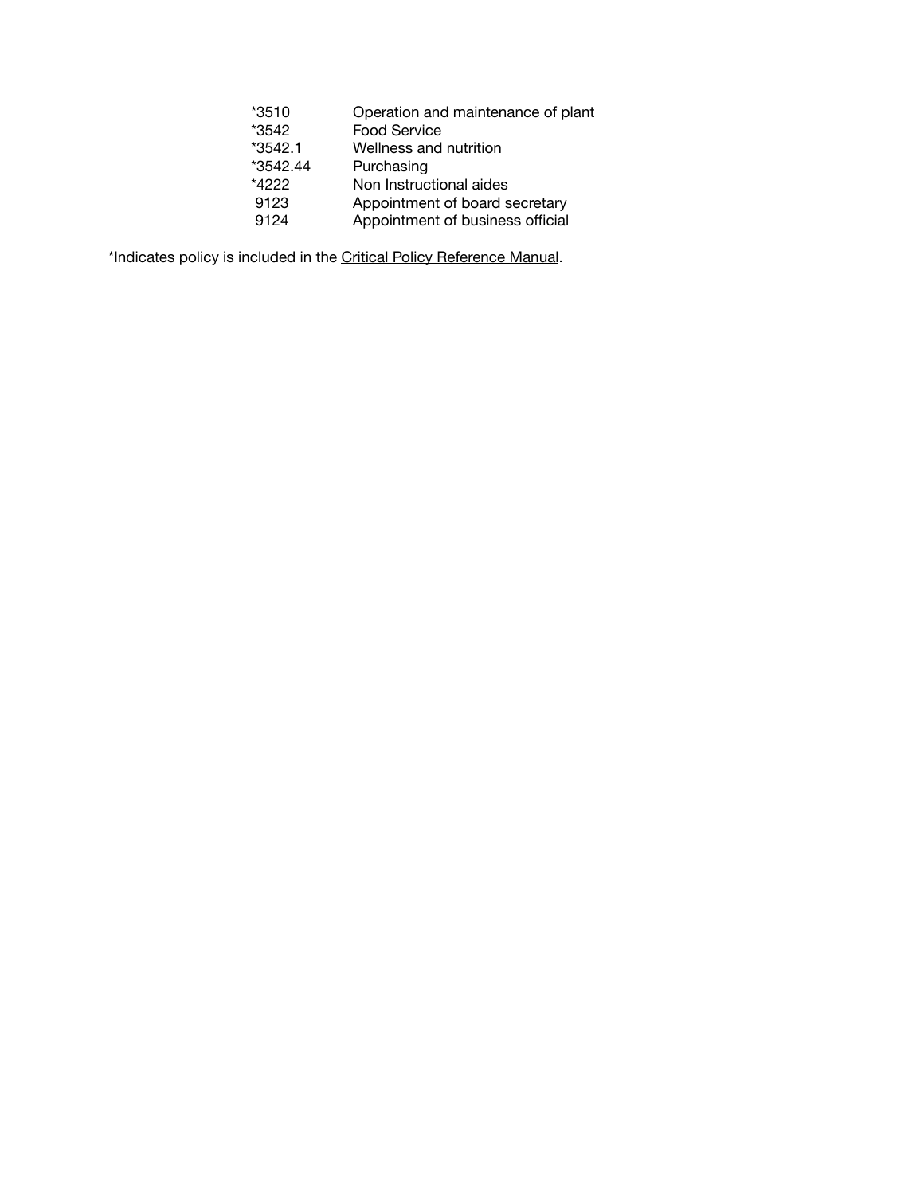| | |
|---|---|
| *3510 | Operation and maintenance of plant |
| *3542 | Food Service |
| *3542.1 | Wellness and nutrition |
| *3542.44 | Purchasing |
| *4222 | Non Instructional aides |
| 9123 | Appointment of board secretary |
| 9124 | Appointment of business official |

*Indicates policy is included in the <u>Critical Policy Reference Manual</u>.